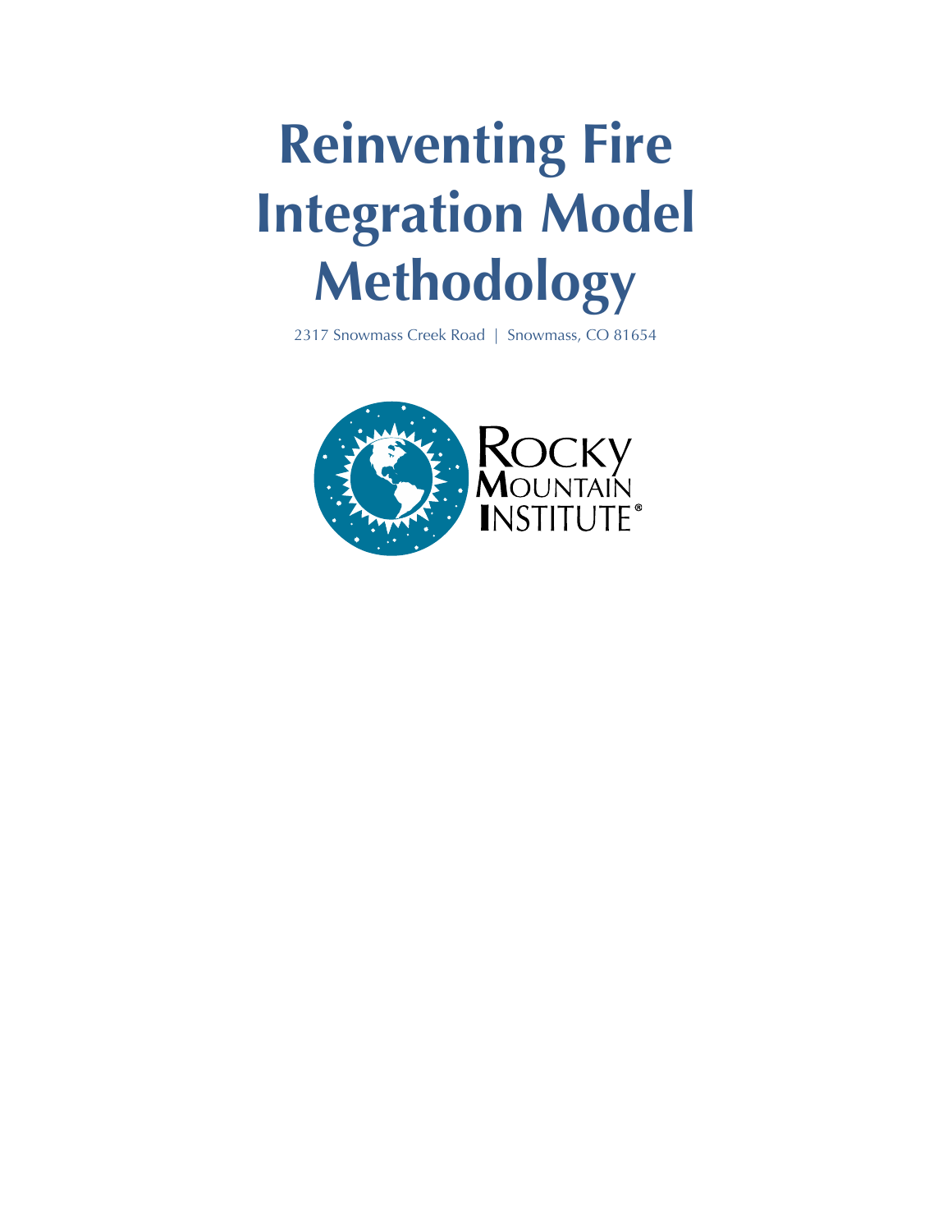# Reinventing Fire Integration Model Methodology

2317 Snowmass Creek Road | Snowmass, CO 81654

Rocky Mountain Institute®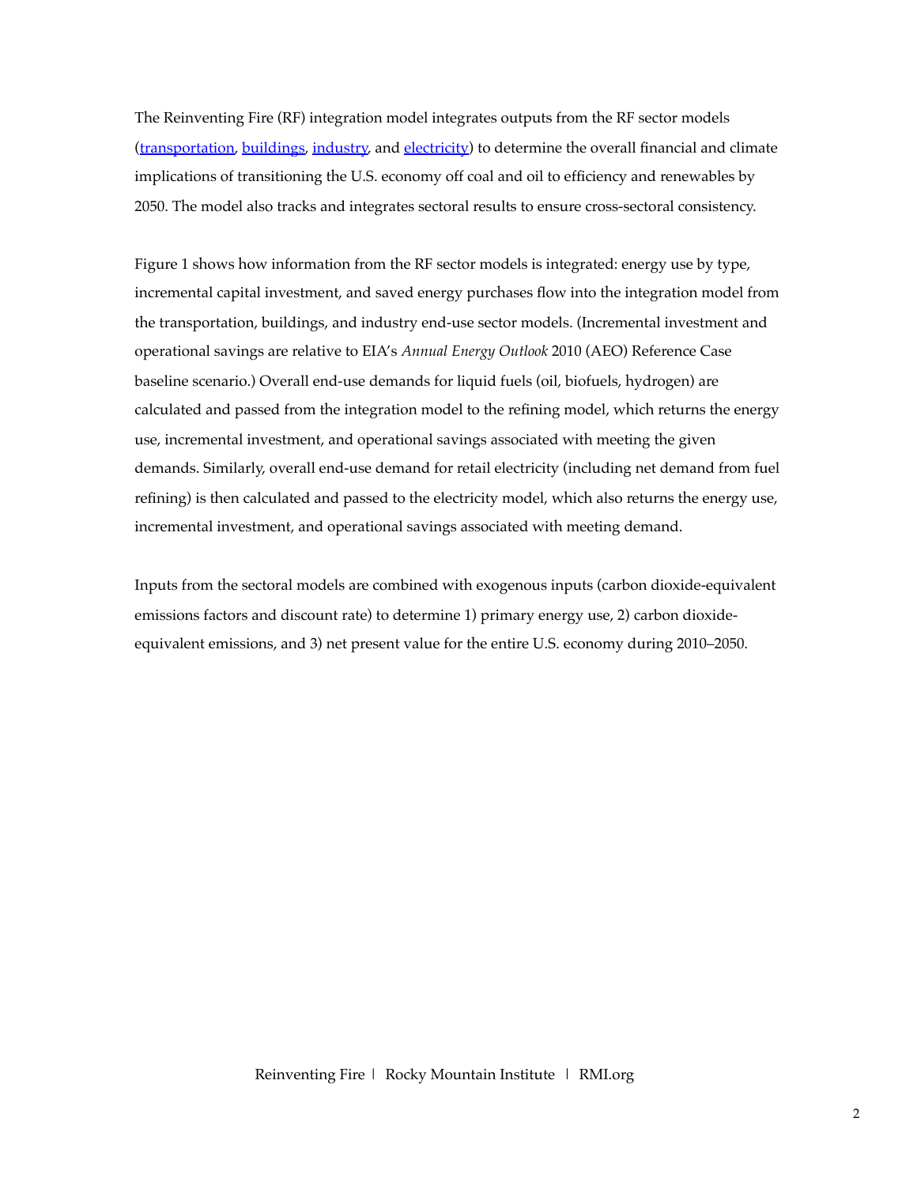The Reinventing Fire (RF) integration model integrates outputs from the RF sector models (transportation, buildings, industry, and electricity) to determine the overall financial and climate implications of transitioning the U.S. economy off coal and oil to efficiency and renewables by 2050. The model also tracks and integrates sectoral results to ensure cross-sectoral consistency.

Figure 1 shows how information from the RF sector models is integrated: energy use by type, incremental capital investment, and saved energy purchases flow into the integration model from the transportation, buildings, and industry end-use sector models. (Incremental investment and operational savings are relative to EIA's *Annual Energy Outlook* 2010 (AEO) Reference Case baseline scenario.) Overall end-use demands for liquid fuels (oil, biofuels, hydrogen) are calculated and passed from the integration model to the refining model, which returns the energy use, incremental investment, and operational savings associated with meeting the given demands. Similarly, overall end-use demand for retail electricity (including net demand from fuel refining) is then calculated and passed to the electricity model, which also returns the energy use, incremental investment, and operational savings associated with meeting demand.

Inputs from the sectoral models are combined with exogenous inputs (carbon dioxide-equivalent emissions factors and discount rate) to determine 1) primary energy use, 2) carbon dioxide-equivalent emissions, and 3) net present value for the entire U.S. economy during 2010–2050.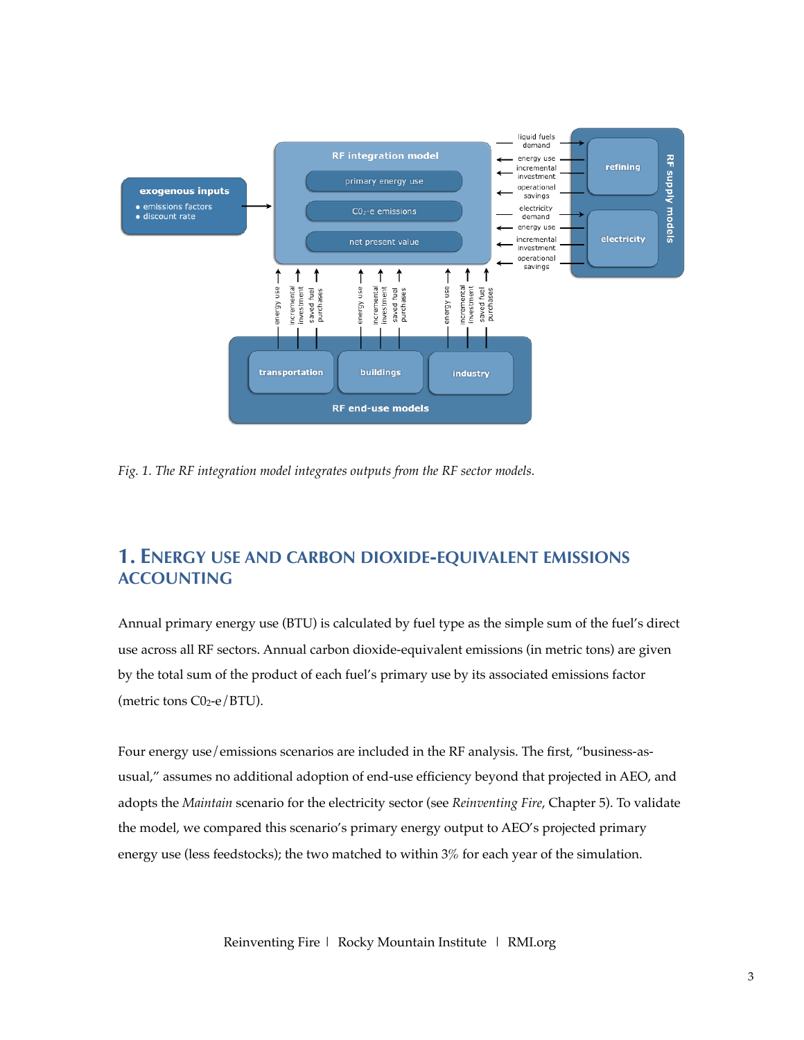Fig. 1. The RF integration model integrates outputs from the RF sector models.

## 1. Energy Use and Carbon Dioxide-Equivalent Emissions Accounting

Annual primary energy use (BTU) is calculated by fuel type as the simple sum of the fuel's direct use across all RF sectors. Annual carbon dioxide-equivalent emissions (in metric tons) are given by the total sum of the product of each fuel's primary use by its associated emissions factor (metric tons $C0_2$-e/BTU).

Four energy use/emissions scenarios are included in the RF analysis. The first, "business-as-usual," assumes no additional adoption of end-use efficiency beyond that projected in AEO, and adopts the *Maintain* scenario for the electricity sector (see *Reinventing Fire*, Chapter 5). To validate the model, we compared this scenario's primary energy output to AEO's projected primary energy use (less feedstocks); the two matched to within 3% for each year of the simulation.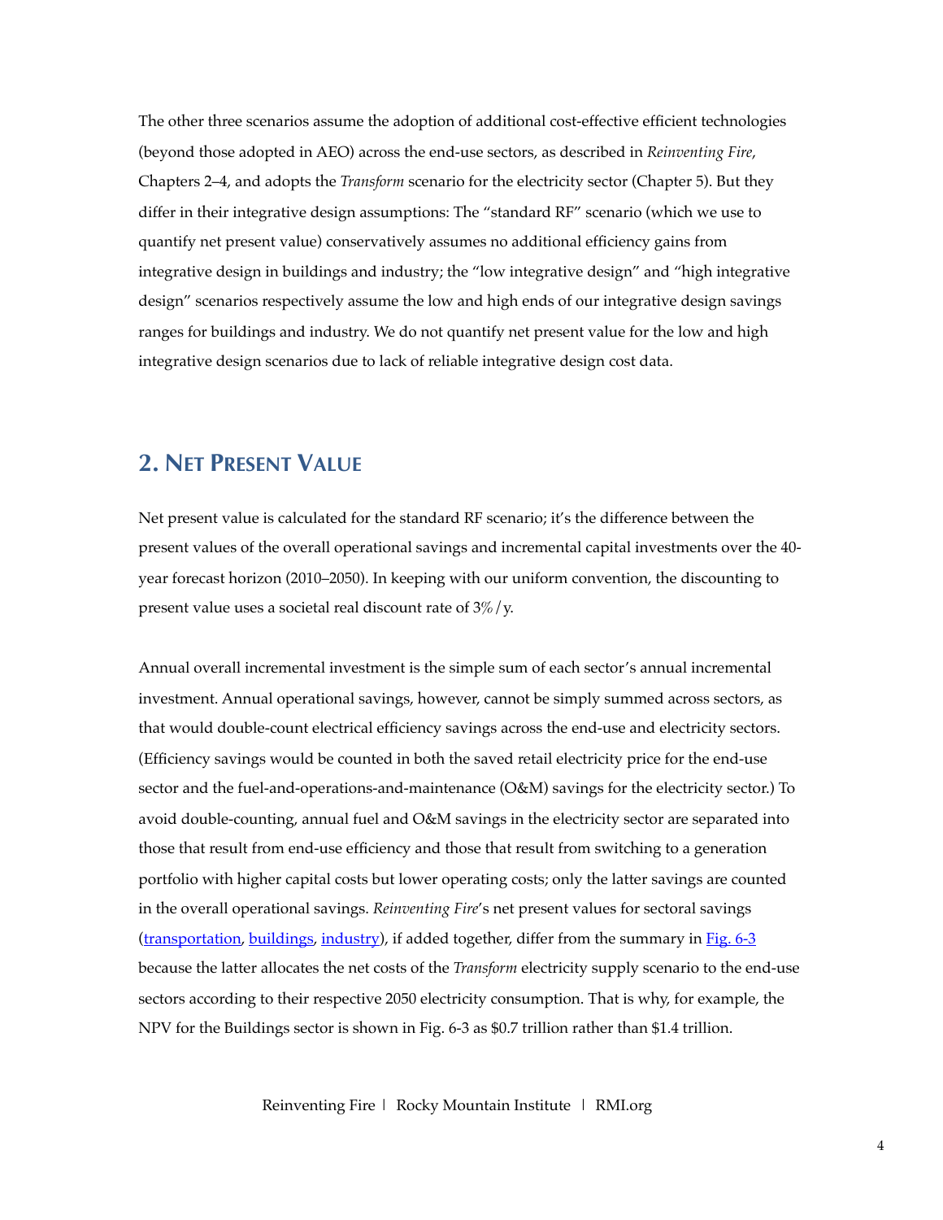The other three scenarios assume the adoption of additional cost-effective efficient technologies (beyond those adopted in AEO) across the end-use sectors, as described in *Reinventing Fire*, Chapters 2–4, and adopts the *Transform* scenario for the electricity sector (Chapter 5). But they differ in their integrative design assumptions: The "standard RF" scenario (which we use to quantify net present value) conservatively assumes no additional efficiency gains from integrative design in buildings and industry; the "low integrative design" and "high integrative design" scenarios respectively assume the low and high ends of our integrative design savings ranges for buildings and industry. We do not quantify net present value for the low and high integrative design scenarios due to lack of reliable integrative design cost data.

## 2. Net Present Value

Net present value is calculated for the standard RF scenario; it's the difference between the present values of the overall operational savings and incremental capital investments over the 40-year forecast horizon (2010–2050). In keeping with our uniform convention, the discounting to present value uses a societal real discount rate of 3%/y.

Annual overall incremental investment is the simple sum of each sector's annual incremental investment. Annual operational savings, however, cannot be simply summed across sectors, as that would double-count electrical efficiency savings across the end-use and electricity sectors. (Efficiency savings would be counted in both the saved retail electricity price for the end-use sector and the fuel-and-operations-and-maintenance (O&M) savings for the electricity sector.) To avoid double-counting, annual fuel and O&M savings in the electricity sector are separated into those that result from end-use efficiency and those that result from switching to a generation portfolio with higher capital costs but lower operating costs; only the latter savings are counted in the overall operational savings. *Reinventing Fire*'s net present values for sectoral savings (transportation, buildings, industry), if added together, differ from the summary in Fig. 6-3 because the latter allocates the net costs of the *Transform* electricity supply scenario to the end-use sectors according to their respective 2050 electricity consumption. That is why, for example, the NPV for the Buildings sector is shown in Fig. 6-3 as $0.7 trillion rather than $1.4 trillion.